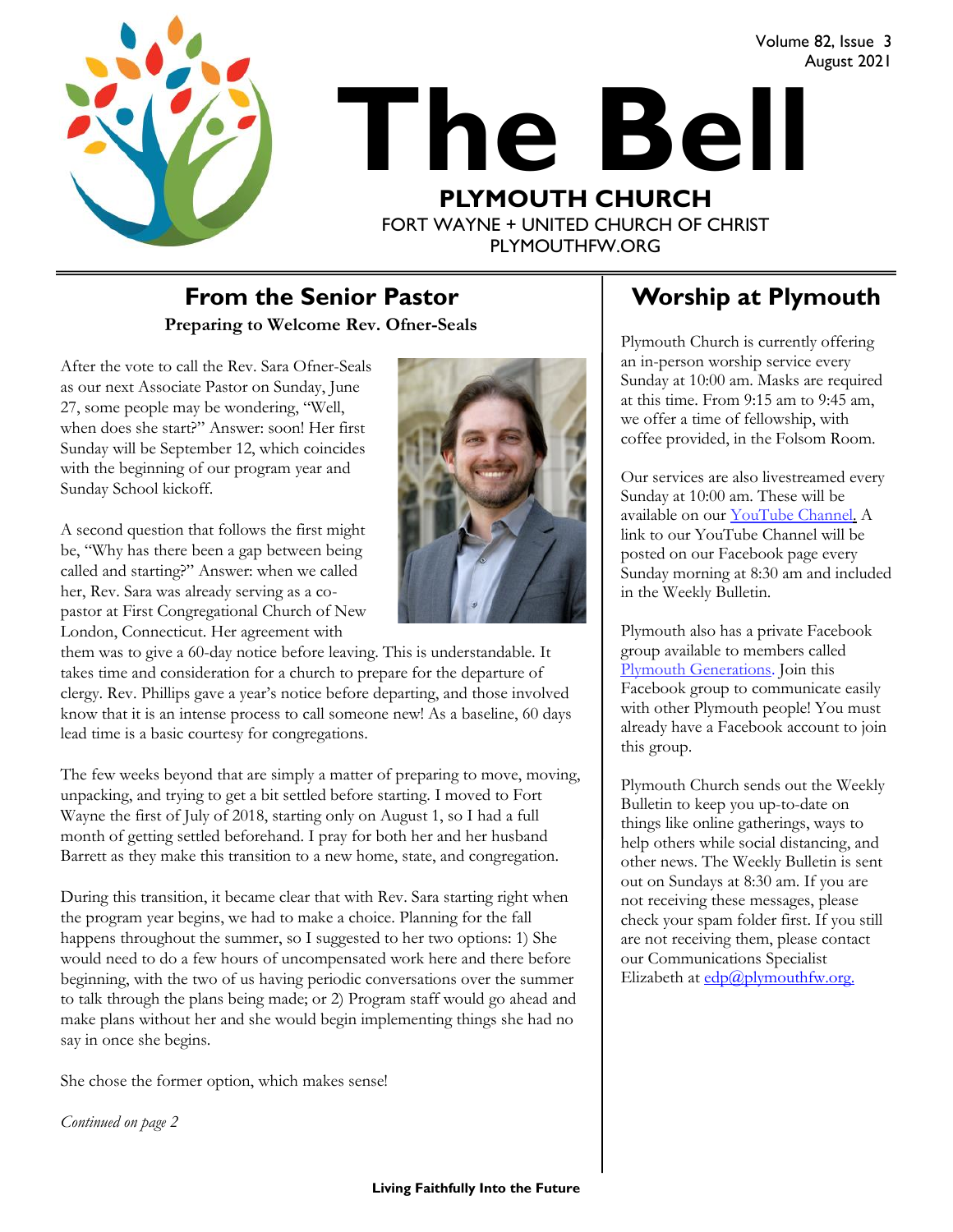Volume 82, Issue 3
August 2021

# The Bell

**PLYMOUTH CHURCH**
FORT WAYNE + UNITED CHURCH OF CHRIST
PLYMOUTHFW.ORG

## From the Senior Pastor

**Preparing to Welcome Rev. Ofner-Seals**

After the vote to call the Rev. Sara Ofner-Seals as our next Associate Pastor on Sunday, June 27, some people may be wondering, "Well, when does she start?" Answer: soon! Her first Sunday will be September 12, which coincides with the beginning of our program year and Sunday School kickoff.

A second question that follows the first might be, "Why has there been a gap between being called and starting?" Answer: when we called her, Rev. Sara was already serving as a co-pastor at First Congregational Church of New London, Connecticut. Her agreement with them was to give a 60-day notice before leaving. This is understandable. It takes time and consideration for a church to prepare for the departure of clergy. Rev. Phillips gave a year's notice before departing, and those involved know that it is an intense process to call someone new! As a baseline, 60 days lead time is a basic courtesy for congregations.

The few weeks beyond that are simply a matter of preparing to move, moving, unpacking, and trying to get a bit settled before starting. I moved to Fort Wayne the first of July of 2018, starting only on August 1, so I had a full month of getting settled beforehand. I pray for both her and her husband Barrett as they make this transition to a new home, state, and congregation.

During this transition, it became clear that with Rev. Sara starting right when the program year begins, we had to make a choice. Planning for the fall happens throughout the summer, so I suggested to her two options: 1) She would need to do a few hours of uncompensated work here and there before beginning, with the two of us having periodic conversations over the summer to talk through the plans being made; or 2) Program staff would go ahead and make plans without her and she would begin implementing things she had no say in once she begins.

She chose the former option, which makes sense!

*Continued on page 2*

## Worship at Plymouth

Plymouth Church is currently offering an in-person worship service every Sunday at 10:00 am. Masks are required at this time. From 9:15 am to 9:45 am, we offer a time of fellowship, with coffee provided, in the Folsom Room.

Our services are also livestreamed every Sunday at 10:00 am. These will be available on our YouTube Channel. A link to our YouTube Channel will be posted on our Facebook page every Sunday morning at 8:30 am and included in the Weekly Bulletin.

Plymouth also has a private Facebook group available to members called Plymouth Generations. Join this Facebook group to communicate easily with other Plymouth people! You must already have a Facebook account to join this group.

Plymouth Church sends out the Weekly Bulletin to keep you up-to-date on things like online gatherings, ways to help others while social distancing, and other news. The Weekly Bulletin is sent out on Sundays at 8:30 am. If you are not receiving these messages, please check your spam folder first. If you still are not receiving them, please contact our Communications Specialist Elizabeth at edp@plymouthfw.org.

**Living Faithfully Into the Future**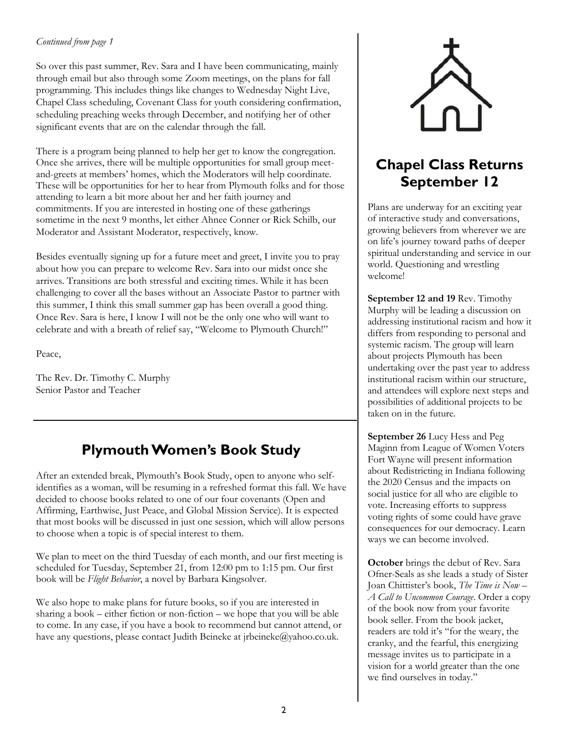*Continued from page 1*

So over this past summer, Rev. Sara and I have been communicating, mainly through email but also through some Zoom meetings, on the plans for fall programming. This includes things like changes to Wednesday Night Live, Chapel Class scheduling, Covenant Class for youth considering confirmation, scheduling preaching weeks through December, and notifying her of other significant events that are on the calendar through the fall.

There is a program being planned to help her get to know the congregation. Once she arrives, there will be multiple opportunities for small group meet-and-greets at members' homes, which the Moderators will help coordinate. These will be opportunities for her to hear from Plymouth folks and for those attending to learn a bit more about her and her faith journey and commitments. If you are interested in hosting one of these gatherings sometime in the next 9 months, let either Ahnee Conner or Rick Schilb, our Moderator and Assistant Moderator, respectively, know.

Besides eventually signing up for a future meet and greet, I invite you to pray about how you can prepare to welcome Rev. Sara into our midst once she arrives. Transitions are both stressful and exciting times. While it has been challenging to cover all the bases without an Associate Pastor to partner with this summer, I think this small summer gap has been overall a good thing. Once Rev. Sara is here, I know I will not be the only one who will want to celebrate and with a breath of relief say, "Welcome to Plymouth Church!"

Peace,

The Rev. Dr. Timothy C. Murphy
Senior Pastor and Teacher

## Plymouth Women's Book Study

After an extended break, Plymouth's Book Study, open to anyone who self-identifies as a woman, will be resuming in a refreshed format this fall. We have decided to choose books related to one of our four covenants (Open and Affirming, Earthwise, Just Peace, and Global Mission Service). It is expected that most books will be discussed in just one session, which will allow persons to choose when a topic is of special interest to them.

We plan to meet on the third Tuesday of each month, and our first meeting is scheduled for Tuesday, September 21, from 12:00 pm to 1:15 pm. Our first book will be *Flight Behavior*, a novel by Barbara Kingsolver.

We also hope to make plans for future books, so if you are interested in sharing a book – either fiction or non-fiction – we hope that you will be able to come. In any case, if you have a book to recommend but cannot attend, or have any questions, please contact Judith Beineke at jrbeineke@yahoo.co.uk.

## Chapel Class Returns September 12

Plans are underway for an exciting year of interactive study and conversations, growing believers from wherever we are on life's journey toward paths of deeper spiritual understanding and service in our world. Questioning and wrestling welcome!

**September 12 and 19** Rev. Timothy Murphy will be leading a discussion on addressing institutional racism and how it differs from responding to personal and systemic racism. The group will learn about projects Plymouth has been undertaking over the past year to address institutional racism within our structure, and attendees will explore next steps and possibilities of additional projects to be taken on in the future.

**September 26** Lucy Hess and Peg Maginn from League of Women Voters Fort Wayne will present information about Redistricting in Indiana following the 2020 Census and the impacts on social justice for all who are eligible to vote. Increasing efforts to suppress voting rights of some could have grave consequences for our democracy. Learn ways we can become involved.

**October** brings the debut of Rev. Sara Ofner-Seals as she leads a study of Sister Joan Chittister's book, *The Time is Now – A Call to Uncommon Courage*. Order a copy of the book now from your favorite book seller. From the book jacket, readers are told it's "for the weary, the cranky, and the fearful, this energizing message invites us to participate in a vision for a world greater than the one we find ourselves in today."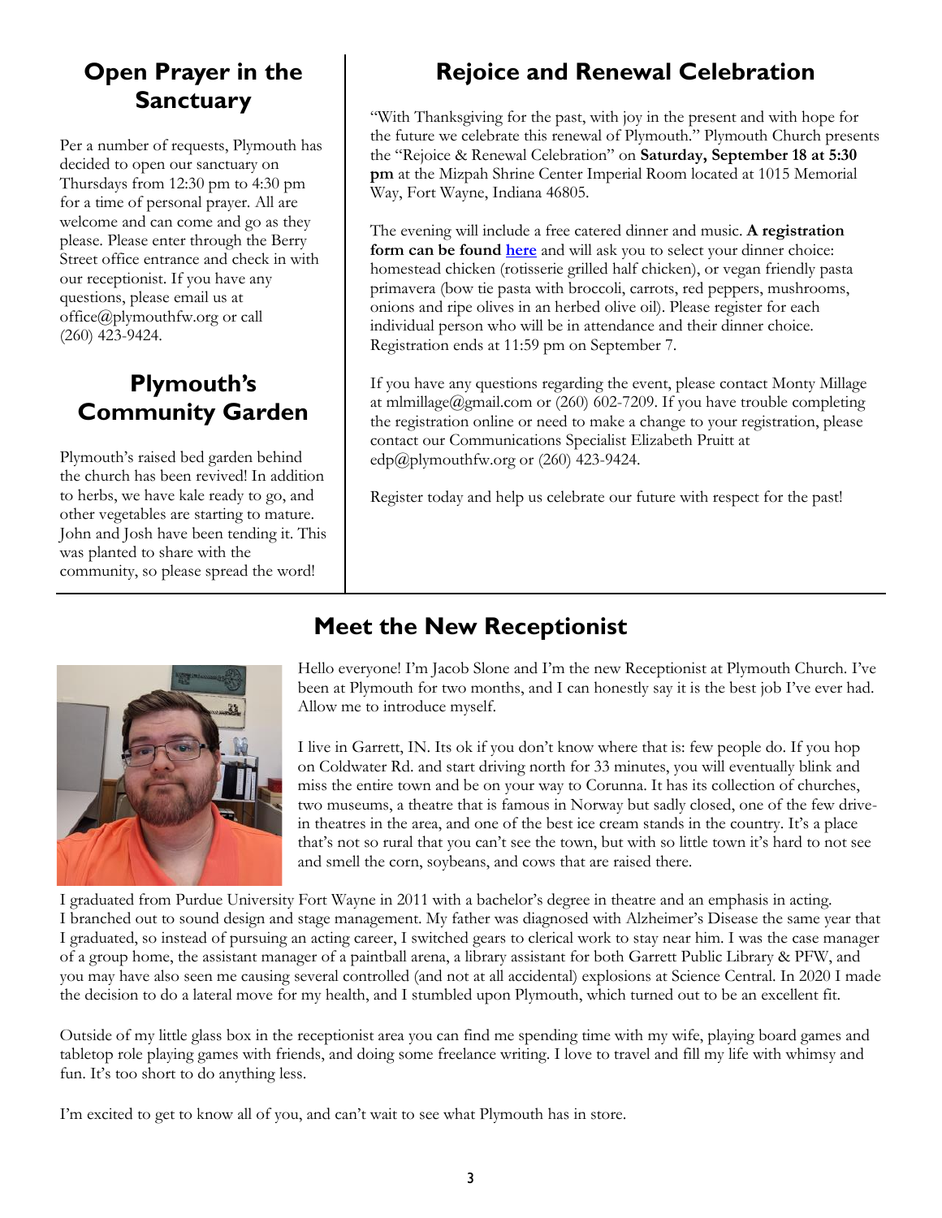## Open Prayer in the Sanctuary

Per a number of requests, Plymouth has decided to open our sanctuary on Thursdays from 12:30 pm to 4:30 pm for a time of personal prayer. All are welcome and can come and go as they please. Please enter through the Berry Street office entrance and check in with our receptionist. If you have any questions, please email us at office@plymouthfw.org or call (260) 423-9424.

## Plymouth's Community Garden

Plymouth's raised bed garden behind the church has been revived! In addition to herbs, we have kale ready to go, and other vegetables are starting to mature. John and Josh have been tending it. This was planted to share with the community, so please spread the word!

## Rejoice and Renewal Celebration

"With Thanksgiving for the past, with joy in the present and with hope for the future we celebrate this renewal of Plymouth." Plymouth Church presents the "Rejoice & Renewal Celebration" on **Saturday, September 18 at 5:30 pm** at the Mizpah Shrine Center Imperial Room located at 1015 Memorial Way, Fort Wayne, Indiana 46805.

The evening will include a free catered dinner and music. **A registration form can be found here** and will ask you to select your dinner choice: homestead chicken (rotisserie grilled half chicken), or vegan friendly pasta primavera (bow tie pasta with broccoli, carrots, red peppers, mushrooms, onions and ripe olives in an herbed olive oil). Please register for each individual person who will be in attendance and their dinner choice. Registration ends at 11:59 pm on September 7.

If you have any questions regarding the event, please contact Monty Millage at mlmillage@gmail.com or (260) 602-7209. If you have trouble completing the registration online or need to make a change to your registration, please contact our Communications Specialist Elizabeth Pruitt at edp@plymouthfw.org or (260) 423-9424.

Register today and help us celebrate our future with respect for the past!

## Meet the New Receptionist

Hello everyone! I'm Jacob Slone and I'm the new Receptionist at Plymouth Church. I've been at Plymouth for two months, and I can honestly say it is the best job I've ever had. Allow me to introduce myself.

I live in Garrett, IN. Its ok if you don't know where that is: few people do. If you hop on Coldwater Rd. and start driving north for 33 minutes, you will eventually blink and miss the entire town and be on your way to Corunna. It has its collection of churches, two museums, a theatre that is famous in Norway but sadly closed, one of the few drive-in theatres in the area, and one of the best ice cream stands in the country. It's a place that's not so rural that you can't see the town, but with so little town it's hard to not see and smell the corn, soybeans, and cows that are raised there.

I graduated from Purdue University Fort Wayne in 2011 with a bachelor's degree in theatre and an emphasis in acting. I branched out to sound design and stage management. My father was diagnosed with Alzheimer's Disease the same year that I graduated, so instead of pursuing an acting career, I switched gears to clerical work to stay near him. I was the case manager of a group home, the assistant manager of a paintball arena, a library assistant for both Garrett Public Library & PFW, and you may have also seen me causing several controlled (and not at all accidental) explosions at Science Central. In 2020 I made the decision to do a lateral move for my health, and I stumbled upon Plymouth, which turned out to be an excellent fit.

Outside of my little glass box in the receptionist area you can find me spending time with my wife, playing board games and tabletop role playing games with friends, and doing some freelance writing. I love to travel and fill my life with whimsy and fun. It's too short to do anything less.

I'm excited to get to know all of you, and can't wait to see what Plymouth has in store.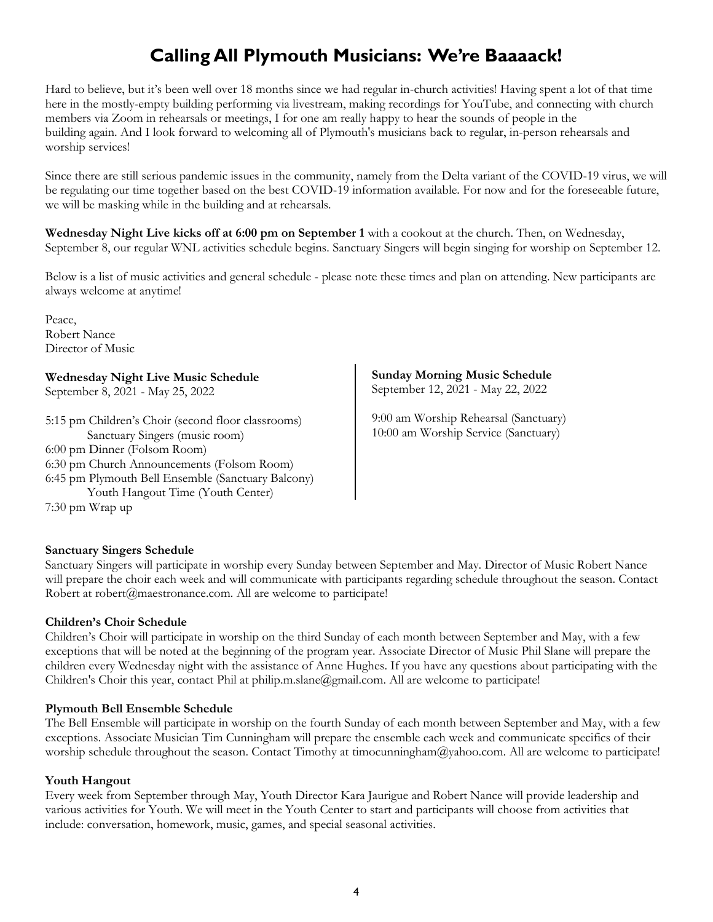# Calling All Plymouth Musicians: We're Baaaack!

Hard to believe, but it's been well over 18 months since we had regular in-church activities! Having spent a lot of that time here in the mostly-empty building performing via livestream, making recordings for YouTube, and connecting with church members via Zoom in rehearsals or meetings, I for one am really happy to hear the sounds of people in the building again. And I look forward to welcoming all of Plymouth's musicians back to regular, in-person rehearsals and worship services!

Since there are still serious pandemic issues in the community, namely from the Delta variant of the COVID-19 virus, we will be regulating our time together based on the best COVID-19 information available. For now and for the foreseeable future, we will be masking while in the building and at rehearsals.

**Wednesday Night Live kicks off at 6:00 pm on September 1** with a cookout at the church. Then, on Wednesday, September 8, our regular WNL activities schedule begins. Sanctuary Singers will begin singing for worship on September 12.

Below is a list of music activities and general schedule - please note these times and plan on attending. New participants are always welcome at anytime!

Peace,  
Robert Nance  
Director of Music

**Wednesday Night Live Music Schedule**  
September 8, 2021 - May 25, 2022

5:15 pm Children's Choir (second floor classrooms)  
Sanctuary Singers (music room)  
6:00 pm Dinner (Folsom Room)  
6:30 pm Church Announcements (Folsom Room)  
6:45 pm Plymouth Bell Ensemble (Sanctuary Balcony)  
Youth Hangout Time (Youth Center)  
7:30 pm Wrap up

**Sunday Morning Music Schedule**  
September 12, 2021 - May 22, 2022

9:00 am Worship Rehearsal (Sanctuary)  
10:00 am Worship Service (Sanctuary)

**Sanctuary Singers Schedule**

Sanctuary Singers will participate in worship every Sunday between September and May. Director of Music Robert Nance will prepare the choir each week and will communicate with participants regarding schedule throughout the season. Contact Robert at robert@maestronance.com. All are welcome to participate!

**Children's Choir Schedule**

Children's Choir will participate in worship on the third Sunday of each month between September and May, with a few exceptions that will be noted at the beginning of the program year. Associate Director of Music Phil Slane will prepare the children every Wednesday night with the assistance of Anne Hughes. If you have any questions about participating with the Children's Choir this year, contact Phil at philip.m.slane@gmail.com. All are welcome to participate!

**Plymouth Bell Ensemble Schedule**

The Bell Ensemble will participate in worship on the fourth Sunday of each month between September and May, with a few exceptions. Associate Musician Tim Cunningham will prepare the ensemble each week and communicate specifics of their worship schedule throughout the season. Contact Timothy at timocunningham@yahoo.com. All are welcome to participate!

**Youth Hangout**

Every week from September through May, Youth Director Kara Jaurigue and Robert Nance will provide leadership and various activities for Youth. We will meet in the Youth Center to start and participants will choose from activities that include: conversation, homework, music, games, and special seasonal activities.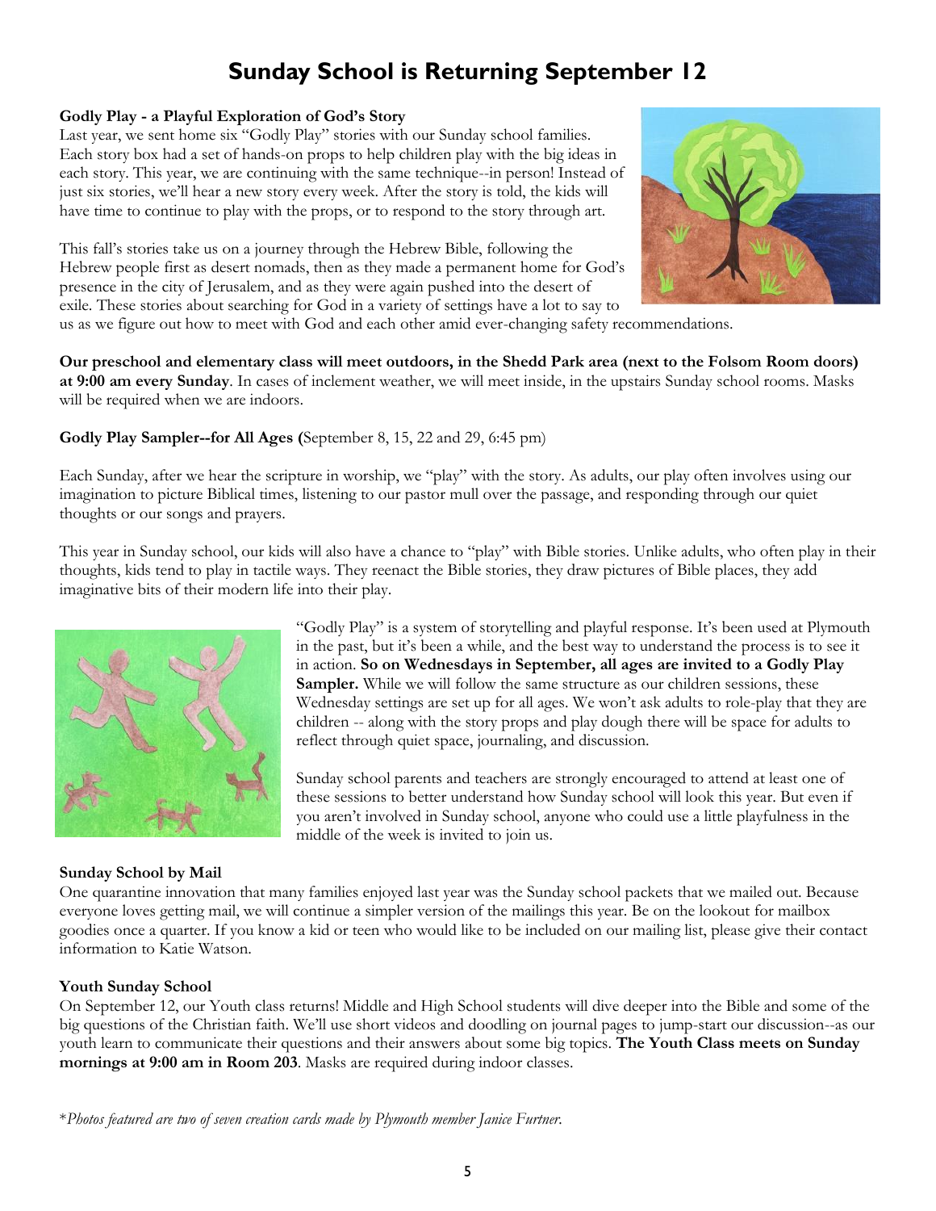# Sunday School is Returning September 12

**Godly Play - a Playful Exploration of God's Story**

Last year, we sent home six "Godly Play" stories with our Sunday school families. Each story box had a set of hands-on props to help children play with the big ideas in each story. This year, we are continuing with the same technique--in person! Instead of just six stories, we'll hear a new story every week. After the story is told, the kids will have time to continue to play with the props, or to respond to the story through art.

This fall's stories take us on a journey through the Hebrew Bible, following the Hebrew people first as desert nomads, then as they made a permanent home for God's presence in the city of Jerusalem, and as they were again pushed into the desert of exile. These stories about searching for God in a variety of settings have a lot to say to us as we figure out how to meet with God and each other amid ever-changing safety recommendations.

**Our preschool and elementary class will meet outdoors, in the Shedd Park area (next to the Folsom Room doors) at 9:00 am every Sunday**. In cases of inclement weather, we will meet inside, in the upstairs Sunday school rooms. Masks will be required when we are indoors.

**Godly Play Sampler--for All Ages (**September 8, 15, 22 and 29, 6:45 pm)

Each Sunday, after we hear the scripture in worship, we "play" with the story. As adults, our play often involves using our imagination to picture Biblical times, listening to our pastor mull over the passage, and responding through our quiet thoughts or our songs and prayers.

This year in Sunday school, our kids will also have a chance to "play" with Bible stories. Unlike adults, who often play in their thoughts, kids tend to play in tactile ways. They reenact the Bible stories, they draw pictures of Bible places, they add imaginative bits of their modern life into their play.

"Godly Play" is a system of storytelling and playful response. It's been used at Plymouth in the past, but it's been a while, and the best way to understand the process is to see it in action. **So on Wednesdays in September, all ages are invited to a Godly Play Sampler.** While we will follow the same structure as our children sessions, these Wednesday settings are set up for all ages. We won't ask adults to role-play that they are children -- along with the story props and play dough there will be space for adults to reflect through quiet space, journaling, and discussion.

Sunday school parents and teachers are strongly encouraged to attend at least one of these sessions to better understand how Sunday school will look this year. But even if you aren't involved in Sunday school, anyone who could use a little playfulness in the middle of the week is invited to join us.

**Sunday School by Mail**

One quarantine innovation that many families enjoyed last year was the Sunday school packets that we mailed out. Because everyone loves getting mail, we will continue a simpler version of the mailings this year. Be on the lookout for mailbox goodies once a quarter. If you know a kid or teen who would like to be included on our mailing list, please give their contact information to Katie Watson.

**Youth Sunday School**

On September 12, our Youth class returns! Middle and High School students will dive deeper into the Bible and some of the big questions of the Christian faith. We'll use short videos and doodling on journal pages to jump-start our discussion--as our youth learn to communicate their questions and their answers about some big topics. **The Youth Class meets on Sunday mornings at 9:00 am in Room 203**. Masks are required during indoor classes.

**Photos featured are two of seven creation cards made by Plymouth member Janice Furtner.*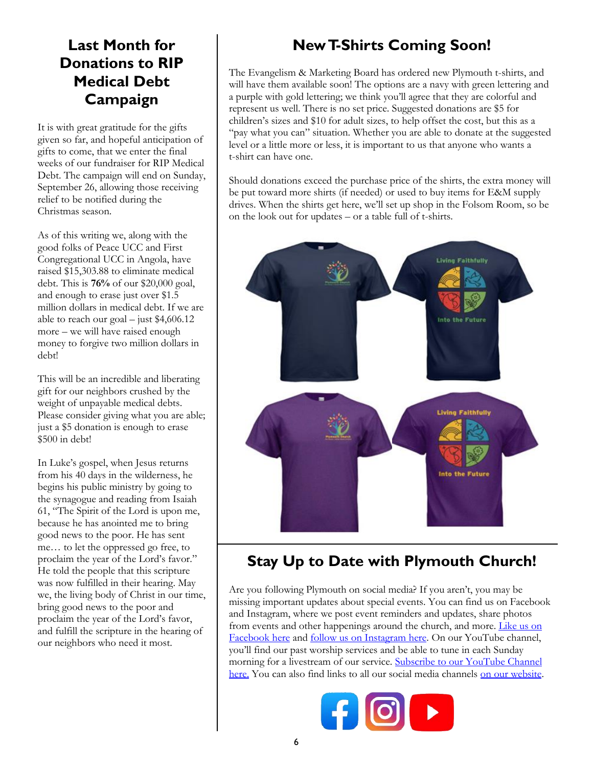## Last Month for Donations to RIP Medical Debt Campaign

It is with great gratitude for the gifts given so far, and hopeful anticipation of gifts to come, that we enter the final weeks of our fundraiser for RIP Medical Debt. The campaign will end on Sunday, September 26, allowing those receiving relief to be notified during the Christmas season.

As of this writing we, along with the good folks of Peace UCC and First Congregational UCC in Angola, have raised $15,303.88 to eliminate medical debt. This is **76%** of our $20,000 goal, and enough to erase just over $1.5 million dollars in medical debt. If we are able to reach our goal – just $4,606.12 more – we will have raised enough money to forgive two million dollars in debt!

This will be an incredible and liberating gift for our neighbors crushed by the weight of unpayable medical debts. Please consider giving what you are able; just a $5 donation is enough to erase $500 in debt!

In Luke's gospel, when Jesus returns from his 40 days in the wilderness, he begins his public ministry by going to the synagogue and reading from Isaiah 61, "The Spirit of the Lord is upon me, because he has anointed me to bring good news to the poor. He has sent me… to let the oppressed go free, to proclaim the year of the Lord's favor." He told the people that this scripture was now fulfilled in their hearing. May we, the living body of Christ in our time, bring good news to the poor and proclaim the year of the Lord's favor, and fulfill the scripture in the hearing of our neighbors who need it most.

## New T-Shirts Coming Soon!

The Evangelism & Marketing Board has ordered new Plymouth t-shirts, and will have them available soon! The options are a navy with green lettering and a purple with gold lettering; we think you'll agree that they are colorful and represent us well. There is no set price. Suggested donations are $5 for children's sizes and $10 for adult sizes, to help offset the cost, but this as a "pay what you can" situation. Whether you are able to donate at the suggested level or a little more or less, it is important to us that anyone who wants a t-shirt can have one.

Should donations exceed the purchase price of the shirts, the extra money will be put toward more shirts (if needed) or used to buy items for E&M supply drives. When the shirts get here, we'll set up shop in the Folsom Room, so be on the look out for updates – or a table full of t-shirts.

## Stay Up to Date with Plymouth Church!

Are you following Plymouth on social media? If you aren't, you may be missing important updates about special events. You can find us on Facebook and Instagram, where we post event reminders and updates, share photos from events and other happenings around the church, and more. Like us on Facebook here and follow us on Instagram here. On our YouTube channel, you'll find our past worship services and be able to tune in each Sunday morning for a livestream of our service. Subscribe to our YouTube Channel here. You can also find links to all our social media channels on our website.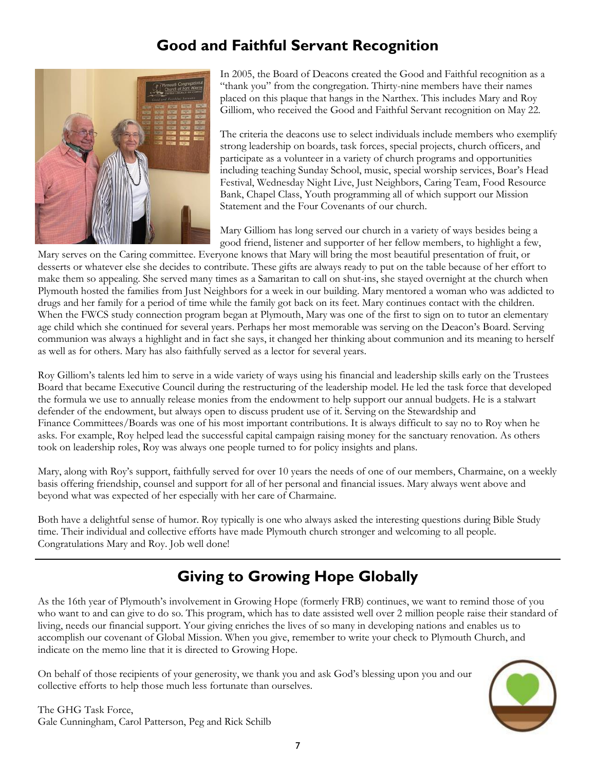## Good and Faithful Servant Recognition

In 2005, the Board of Deacons created the Good and Faithful recognition as a "thank you" from the congregation. Thirty-nine members have their names placed on this plaque that hangs in the Narthex. This includes Mary and Roy Gilliom, who received the Good and Faithful Servant recognition on May 22.

The criteria the deacons use to select individuals include members who exemplify strong leadership on boards, task forces, special projects, church officers, and participate as a volunteer in a variety of church programs and opportunities including teaching Sunday School, music, special worship services, Boar's Head Festival, Wednesday Night Live, Just Neighbors, Caring Team, Food Resource Bank, Chapel Class, Youth programming all of which support our Mission Statement and the Four Covenants of our church.

Mary Gilliom has long served our church in a variety of ways besides being a good friend, listener and supporter of her fellow members, to highlight a few, Mary serves on the Caring committee. Everyone knows that Mary will bring the most beautiful presentation of fruit, or desserts or whatever else she decides to contribute. These gifts are always ready to put on the table because of her effort to make them so appealing. She served many times as a Samaritan to call on shut-ins, she stayed overnight at the church when Plymouth hosted the families from Just Neighbors for a week in our building. Mary mentored a woman who was addicted to drugs and her family for a period of time while the family got back on its feet. Mary continues contact with the children. When the FWCS study connection program began at Plymouth, Mary was one of the first to sign on to tutor an elementary age child which she continued for several years. Perhaps her most memorable was serving on the Deacon's Board. Serving communion was always a highlight and in fact she says, it changed her thinking about communion and its meaning to herself as well as for others. Mary has also faithfully served as a lector for several years.

Roy Gilliom's talents led him to serve in a wide variety of ways using his financial and leadership skills early on the Trustees Board that became Executive Council during the restructuring of the leadership model. He led the task force that developed the formula we use to annually release monies from the endowment to help support our annual budgets. He is a stalwart defender of the endowment, but always open to discuss prudent use of it. Serving on the Stewardship and Finance Committees/Boards was one of his most important contributions. It is always difficult to say no to Roy when he asks. For example, Roy helped lead the successful capital campaign raising money for the sanctuary renovation. As others took on leadership roles, Roy was always one people turned to for policy insights and plans.

Mary, along with Roy's support, faithfully served for over 10 years the needs of one of our members, Charmaine, on a weekly basis offering friendship, counsel and support for all of her personal and financial issues. Mary always went above and beyond what was expected of her especially with her care of Charmaine.

Both have a delightful sense of humor. Roy typically is one who always asked the interesting questions during Bible Study time. Their individual and collective efforts have made Plymouth church stronger and welcoming to all people. Congratulations Mary and Roy. Job well done!

---

## Giving to Growing Hope Globally

As the 16th year of Plymouth's involvement in Growing Hope (formerly FRB) continues, we want to remind those of you who want to and can give to do so. This program, which has to date assisted well over 2 million people raise their standard of living, needs our financial support. Your giving enriches the lives of so many in developing nations and enables us to accomplish our covenant of Global Mission. When you give, remember to write your check to Plymouth Church, and indicate on the memo line that it is directed to Growing Hope.

On behalf of those recipients of your generosity, we thank you and ask God's blessing upon you and our collective efforts to help those much less fortunate than ourselves.

The GHG Task Force,
Gale Cunningham, Carol Patterson, Peg and Rick Schilb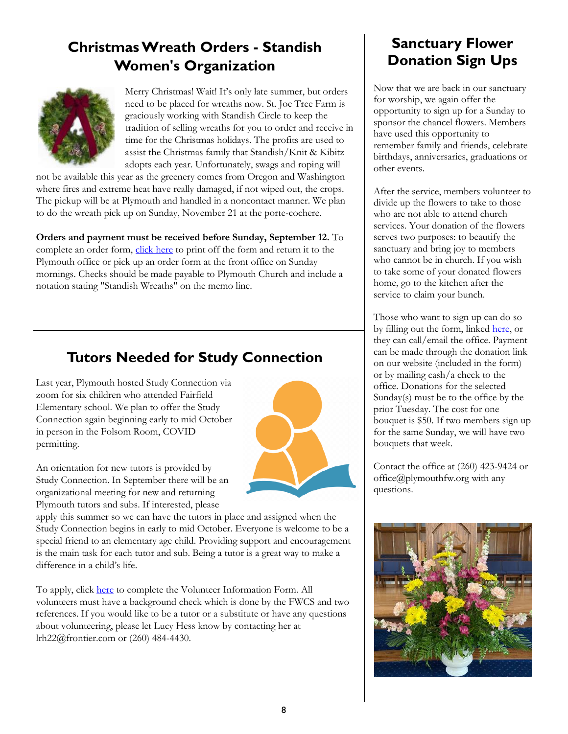## Christmas Wreath Orders - Standish Women's Organization

Merry Christmas! Wait! It's only late summer, but orders need to be placed for wreaths now. St. Joe Tree Farm is graciously working with Standish Circle to keep the tradition of selling wreaths for you to order and receive in time for the Christmas holidays. The profits are used to assist the Christmas family that Standish/Knit & Kibitz adopts each year. Unfortunately, swags and roping will not be available this year as the greenery comes from Oregon and Washington where fires and extreme heat have really damaged, if not wiped out, the crops. The pickup will be at Plymouth and handled in a noncontact manner. We plan to do the wreath pick up on Sunday, November 21 at the porte-cochere.

**Orders and payment must be received before Sunday, September 12.** To complete an order form, click here to print off the form and return it to the Plymouth office or pick up an order form at the front office on Sunday mornings. Checks should be made payable to Plymouth Church and include a notation stating "Standish Wreaths" on the memo line.

## Tutors Needed for Study Connection

Last year, Plymouth hosted Study Connection via zoom for six children who attended Fairfield Elementary school. We plan to offer the Study Connection again beginning early to mid October in person in the Folsom Room, COVID permitting.

An orientation for new tutors is provided by Study Connection. In September there will be an organizational meeting for new and returning Plymouth tutors and subs. If interested, please apply this summer so we can have the tutors in place and assigned when the Study Connection begins in early to mid October. Everyone is welcome to be a special friend to an elementary age child. Providing support and encouragement is the main task for each tutor and sub. Being a tutor is a great way to make a difference in a child's life.

To apply, click here to complete the Volunteer Information Form. All volunteers must have a background check which is done by the FWCS and two references. If you would like to be a tutor or a substitute or have any questions about volunteering, please let Lucy Hess know by contacting her at lrh22@frontier.com or (260) 484-4430.

## Sanctuary Flower Donation Sign Ups

Now that we are back in our sanctuary for worship, we again offer the opportunity to sign up for a Sunday to sponsor the chancel flowers. Members have used this opportunity to remember family and friends, celebrate birthdays, anniversaries, graduations or other events.

After the service, members volunteer to divide up the flowers to take to those who are not able to attend church services. Your donation of the flowers serves two purposes: to beautify the sanctuary and bring joy to members who cannot be in church. If you wish to take some of your donated flowers home, go to the kitchen after the service to claim your bunch.

Those who want to sign up can do so by filling out the form, linked here, or they can call/email the office. Payment can be made through the donation link on our website (included in the form) or by mailing cash/a check to the office. Donations for the selected Sunday(s) must be to the office by the prior Tuesday. The cost for one bouquet is $50. If two members sign up for the same Sunday, we will have two bouquets that week.

Contact the office at (260) 423-9424 or office@plymouthfw.org with any questions.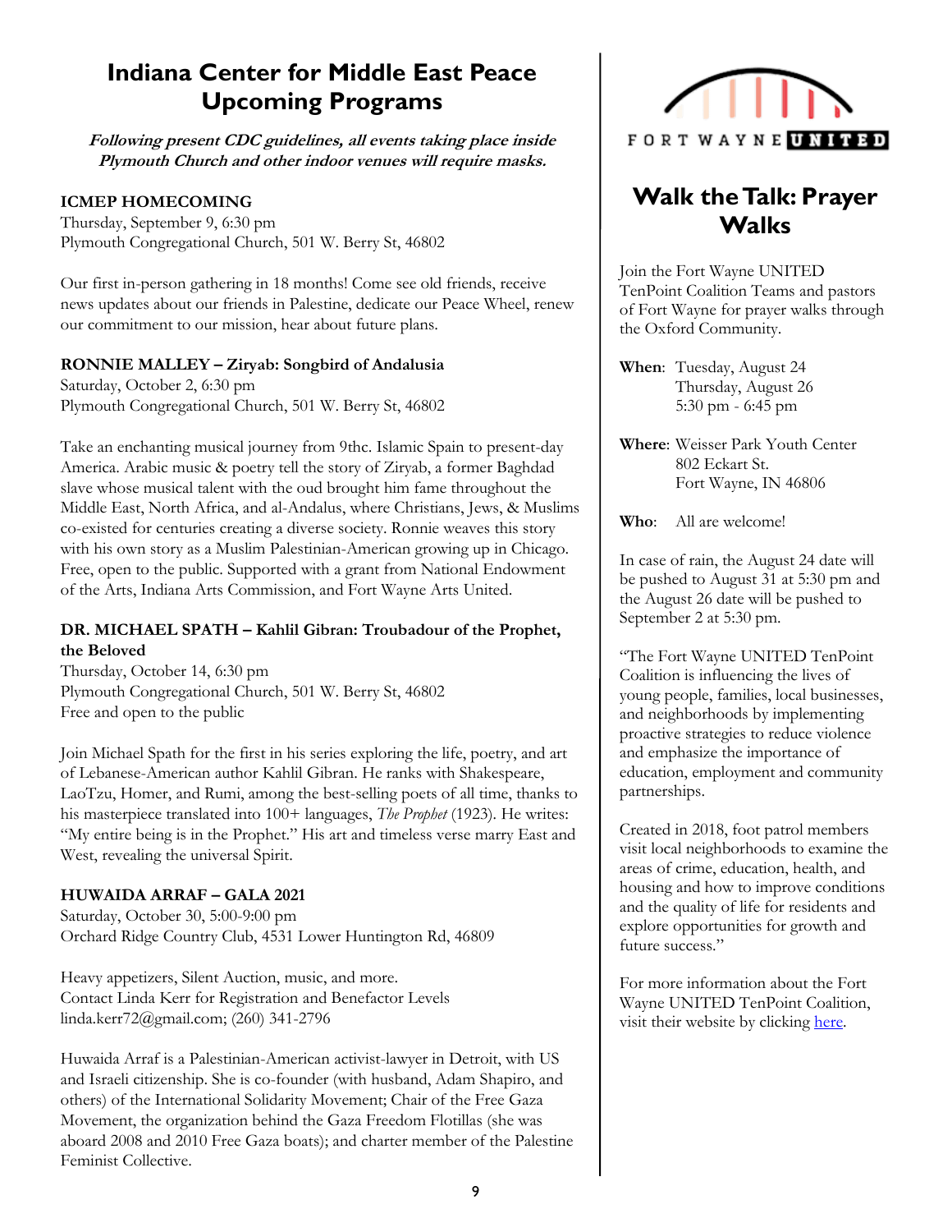# Indiana Center for Middle East Peace Upcoming Programs

***Following present CDC guidelines, all events taking place inside Plymouth Church and other indoor venues will require masks.***

**ICMEP HOMECOMING**
Thursday, September 9, 6:30 pm
Plymouth Congregational Church, 501 W. Berry St, 46802

Our first in-person gathering in 18 months! Come see old friends, receive news updates about our friends in Palestine, dedicate our Peace Wheel, renew our commitment to our mission, hear about future plans.

**RONNIE MALLEY – Ziryab: Songbird of Andalusia**
Saturday, October 2, 6:30 pm
Plymouth Congregational Church, 501 W. Berry St, 46802

Take an enchanting musical journey from 9thc. Islamic Spain to present-day America. Arabic music & poetry tell the story of Ziryab, a former Baghdad slave whose musical talent with the oud brought him fame throughout the Middle East, North Africa, and al-Andalus, where Christians, Jews, & Muslims co-existed for centuries creating a diverse society. Ronnie weaves this story with his own story as a Muslim Palestinian-American growing up in Chicago. Free, open to the public. Supported with a grant from National Endowment of the Arts, Indiana Arts Commission, and Fort Wayne Arts United.

**DR. MICHAEL SPATH – Kahlil Gibran: Troubadour of the Prophet, the Beloved**
Thursday, October 14, 6:30 pm
Plymouth Congregational Church, 501 W. Berry St, 46802
Free and open to the public

Join Michael Spath for the first in his series exploring the life, poetry, and art of Lebanese-American author Kahlil Gibran. He ranks with Shakespeare, LaoTzu, Homer, and Rumi, among the best-selling poets of all time, thanks to his masterpiece translated into 100+ languages, *The Prophet* (1923). He writes: "My entire being is in the Prophet." His art and timeless verse marry East and West, revealing the universal Spirit.

**HUWAIDA ARRAF – GALA 2021**
Saturday, October 30, 5:00-9:00 pm
Orchard Ridge Country Club, 4531 Lower Huntington Rd, 46809

Heavy appetizers, Silent Auction, music, and more.
Contact Linda Kerr for Registration and Benefactor Levels
linda.kerr72@gmail.com; (260) 341-2796

Huwaida Arraf is a Palestinian-American activist-lawyer in Detroit, with US and Israeli citizenship. She is co-founder (with husband, Adam Shapiro, and others) of the International Solidarity Movement; Chair of the Free Gaza Movement, the organization behind the Gaza Freedom Flotillas (she was aboard 2008 and 2010 Free Gaza boats); and charter member of the Palestine Feminist Collective.

FORT WAYNE UNITED

# Walk the Talk: Prayer Walks

Join the Fort Wayne UNITED TenPoint Coalition Teams and pastors of Fort Wayne for prayer walks through the Oxford Community.

**When**: Tuesday, August 24
Thursday, August 26
5:30 pm - 6:45 pm

**Where**: Weisser Park Youth Center
802 Eckart St.
Fort Wayne, IN 46806

**Who**: All are welcome!

In case of rain, the August 24 date will be pushed to August 31 at 5:30 pm and the August 26 date will be pushed to September 2 at 5:30 pm.

"The Fort Wayne UNITED TenPoint Coalition is influencing the lives of young people, families, local businesses, and neighborhoods by implementing proactive strategies to reduce violence and emphasize the importance of education, employment and community partnerships.

Created in 2018, foot patrol members visit local neighborhoods to examine the areas of crime, education, health, and housing and how to improve conditions and the quality of life for residents and explore opportunities for growth and future success."

For more information about the Fort Wayne UNITED TenPoint Coalition, visit their website by clicking here.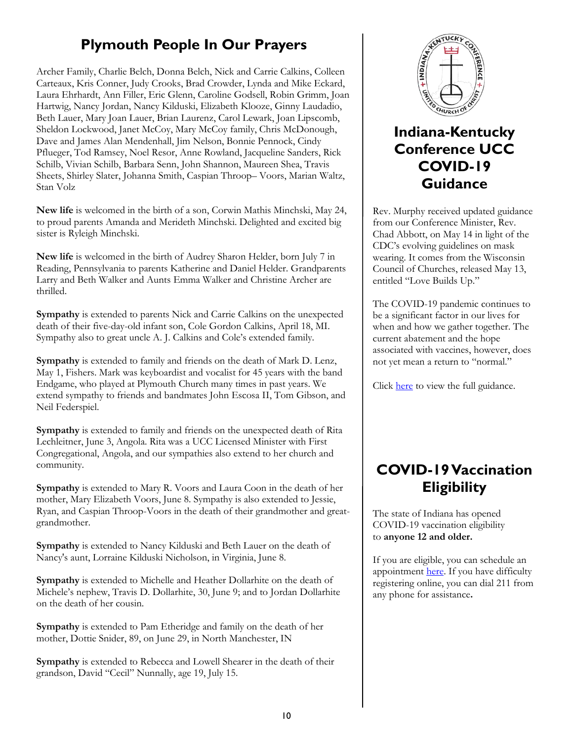## Plymouth People In Our Prayers

Archer Family, Charlie Belch, Donna Belch, Nick and Carrie Calkins, Colleen Carteaux, Kris Conner, Judy Crooks, Brad Crowder, Lynda and Mike Eckard, Laura Ehrhardt, Ann Filler, Eric Glenn, Caroline Godsell, Robin Grimm, Joan Hartwig, Nancy Jordan, Nancy Kilduski, Elizabeth Klooze, Ginny Laudadio, Beth Lauer, Mary Joan Lauer, Brian Laurenz, Carol Lewark, Joan Lipscomb, Sheldon Lockwood, Janet McCoy, Mary McCoy family, Chris McDonough, Dave and James Alan Mendenhall, Jim Nelson, Bonnie Pennock, Cindy Pflueger, Tod Ramsey, Noel Resor, Anne Rowland, Jacqueline Sanders, Rick Schilb, Vivian Schilb, Barbara Senn, John Shannon, Maureen Shea, Travis Sheets, Shirley Slater, Johanna Smith, Caspian Throop– Voors, Marian Waltz, Stan Volz

**New life** is welcomed in the birth of a son, Corwin Mathis Minchski, May 24, to proud parents Amanda and Merideth Minchski. Delighted and excited big sister is Ryleigh Minchski.

**New life** is welcomed in the birth of Audrey Sharon Helder, born July 7 in Reading, Pennsylvania to parents Katherine and Daniel Helder. Grandparents Larry and Beth Walker and Aunts Emma Walker and Christine Archer are thrilled.

**Sympathy** is extended to parents Nick and Carrie Calkins on the unexpected death of their five-day-old infant son, Cole Gordon Calkins, April 18, MI. Sympathy also to great uncle A. J. Calkins and Cole's extended family.

**Sympathy** is extended to family and friends on the death of Mark D. Lenz, May 1, Fishers. Mark was keyboardist and vocalist for 45 years with the band Endgame, who played at Plymouth Church many times in past years. We extend sympathy to friends and bandmates John Escosa II, Tom Gibson, and Neil Federspiel.

**Sympathy** is extended to family and friends on the unexpected death of Rita Lechleitner, June 3, Angola. Rita was a UCC Licensed Minister with First Congregational, Angola, and our sympathies also extend to her church and community.

**Sympathy** is extended to Mary R. Voors and Laura Coon in the death of her mother, Mary Elizabeth Voors, June 8. Sympathy is also extended to Jessie, Ryan, and Caspian Throop-Voors in the death of their grandmother and great-grandmother.

**Sympathy** is extended to Nancy Kilduski and Beth Lauer on the death of Nancy's aunt, Lorraine Kilduski Nicholson, in Virginia, June 8.

**Sympathy** is extended to Michelle and Heather Dollarhite on the death of Michele's nephew, Travis D. Dollarhite, 30, June 9; and to Jordan Dollarhite on the death of her cousin.

**Sympathy** is extended to Pam Etheridge and family on the death of her mother, Dottie Snider, 89, on June 29, in North Manchester, IN

**Sympathy** is extended to Rebecca and Lowell Shearer in the death of their grandson, David "Cecil" Nunnally, age 19, July 15.

## Indiana-Kentucky Conference UCC COVID-19 Guidance

Rev. Murphy received updated guidance from our Conference Minister, Rev. Chad Abbott, on May 14 in light of the CDC's evolving guidelines on mask wearing. It comes from the Wisconsin Council of Churches, released May 13, entitled "Love Builds Up."

The COVID-19 pandemic continues to be a significant factor in our lives for when and how we gather together. The current abatement and the hope associated with vaccines, however, does not yet mean a return to "normal."

Click here to view the full guidance.

## COVID-19 Vaccination Eligibility

The state of Indiana has opened COVID-19 vaccination eligibility to **anyone 12 and older.**

If you are eligible, you can schedule an appointment here. If you have difficulty registering online, you can dial 211 from any phone for assistance**.**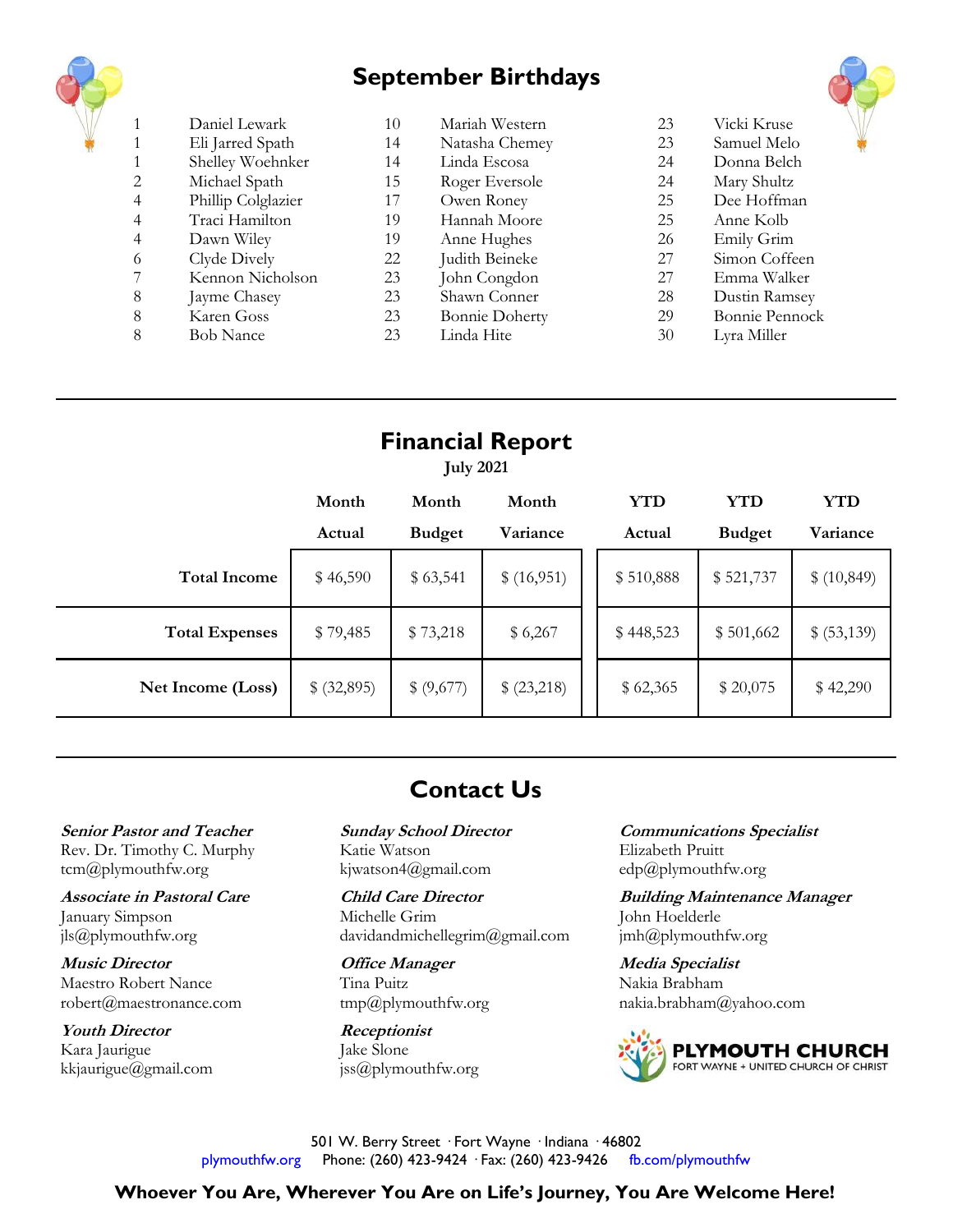## September Birthdays

| | | | | | |
|---|---|---|---|---|---|
| 1 | Daniel Lewark | 10 | Mariah Western | 23 | Vicki Kruse |
| 1 | Eli Jarred Spath | 14 | Natasha Chemey | 23 | Samuel Melo |
| 1 | Shelley Woehnker | 14 | Linda Escosa | 24 | Donna Belch |
| 2 | Michael Spath | 15 | Roger Eversole | 24 | Mary Shultz |
| 4 | Phillip Colglazier | 17 | Owen Roney | 25 | Dee Hoffman |
| 4 | Traci Hamilton | 19 | Hannah Moore | 25 | Anne Kolb |
| 4 | Dawn Wiley | 19 | Anne Hughes | 26 | Emily Grim |
| 6 | Clyde Dively | 22 | Judith Beineke | 27 | Simon Coffeen |
| 7 | Kennon Nicholson | 23 | John Congdon | 27 | Emma Walker |
| 8 | Jayme Chasey | 23 | Shawn Conner | 28 | Dustin Ramsey |
| 8 | Karen Goss | 23 | Bonnie Doherty | 29 | Bonnie Pennock |
| 8 | Bob Nance | 23 | Linda Hite | 30 | Lyra Miller |

## Financial Report

**July 2021**

| | Month Actual | Month Budget | Month Variance | YTD Actual | YTD Budget | YTD Variance |
|---|---|---|---|---|---|---|
| **Total Income** | $ 46,590 | $ 63,541 | $ (16,951) | $ 510,888 | $ 521,737 | $ (10,849) |
| **Total Expenses** | $ 79,485 | $ 73,218 | $ 6,267 | $ 448,523 | $ 501,662 | $ (53,139) |
| **Net Income (Loss)** | $ (32,895) | $ (9,677) | $ (23,218) | $ 62,365 | $ 20,075 | $ 42,290 |

## Contact Us

***Senior Pastor and Teacher***
Rev. Dr. Timothy C. Murphy
tcm@plymouthfw.org

***Associate in Pastoral Care***
January Simpson
jls@plymouthfw.org

***Music Director***
Maestro Robert Nance
robert@maestronance.com

***Youth Director***
Kara Jaurigue
kkjaurigue@gmail.com

***Sunday School Director***
Katie Watson
kjwatson4@gmail.com

***Child Care Director***
Michelle Grim
davidandmichellegrim@gmail.com

***Office Manager***
Tina Puitz
tmp@plymouthfw.org

***Receptionist***
Jake Slone
jss@plymouthfw.org

***Communications Specialist***
Elizabeth Pruitt
edp@plymouthfw.org

***Building Maintenance Manager***
John Hoelderle
jmh@plymouthfw.org

***Media Specialist***
Nakia Brabham
nakia.brabham@yahoo.com

PLYMOUTH CHURCH
FORT WAYNE + UNITED CHURCH OF CHRIST

501 W. Berry Street · Fort Wayne · Indiana · 46802
plymouthfw.org Phone: (260) 423-9424 · Fax: (260) 423-9426 fb.com/plymouthfw

**Whoever You Are, Wherever You Are on Life's Journey, You Are Welcome Here!**